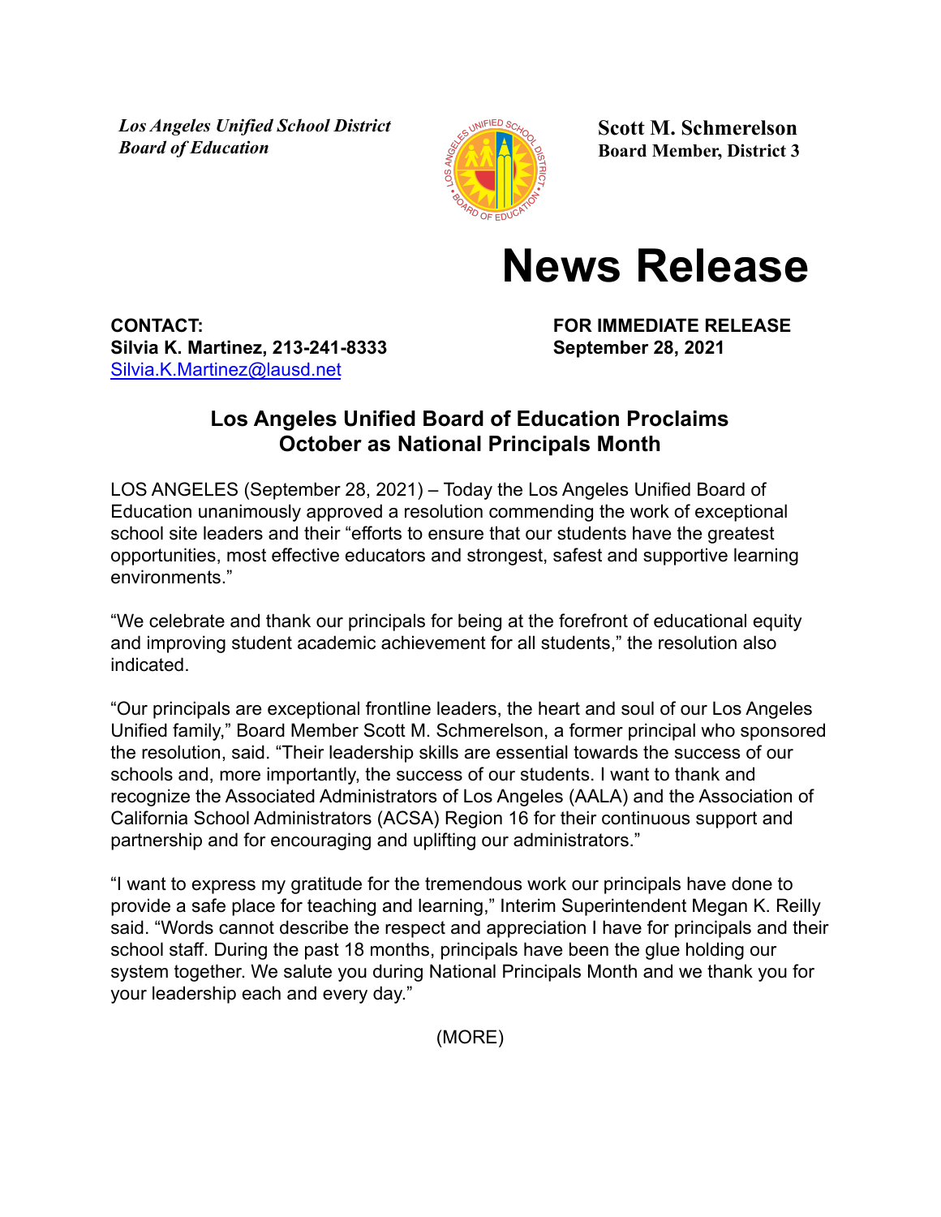*Los Angeles Unified School District*
*Board of Education*

**Scott M. Schmerelson**
**Board Member, District 3**

# News Release

**CONTACT:**
**Silvia K. Martinez, 213-241-8333**
Silvia.K.Martinez@lausd.net

**FOR IMMEDIATE RELEASE**
**September 28, 2021**

## Los Angeles Unified Board of Education Proclaims October as National Principals Month

LOS ANGELES (September 28, 2021) – Today the Los Angeles Unified Board of Education unanimously approved a resolution commending the work of exceptional school site leaders and their "efforts to ensure that our students have the greatest opportunities, most effective educators and strongest, safest and supportive learning environments."

"We celebrate and thank our principals for being at the forefront of educational equity and improving student academic achievement for all students," the resolution also indicated.

"Our principals are exceptional frontline leaders, the heart and soul of our Los Angeles Unified family," Board Member Scott M. Schmerelson, a former principal who sponsored the resolution, said. "Their leadership skills are essential towards the success of our schools and, more importantly, the success of our students. I want to thank and recognize the Associated Administrators of Los Angeles (AALA) and the Association of California School Administrators (ACSA) Region 16 for their continuous support and partnership and for encouraging and uplifting our administrators."

"I want to express my gratitude for the tremendous work our principals have done to provide a safe place for teaching and learning," Interim Superintendent Megan K. Reilly said. "Words cannot describe the respect and appreciation I have for principals and their school staff. During the past 18 months, principals have been the glue holding our system together. We salute you during National Principals Month and we thank you for your leadership each and every day."

(MORE)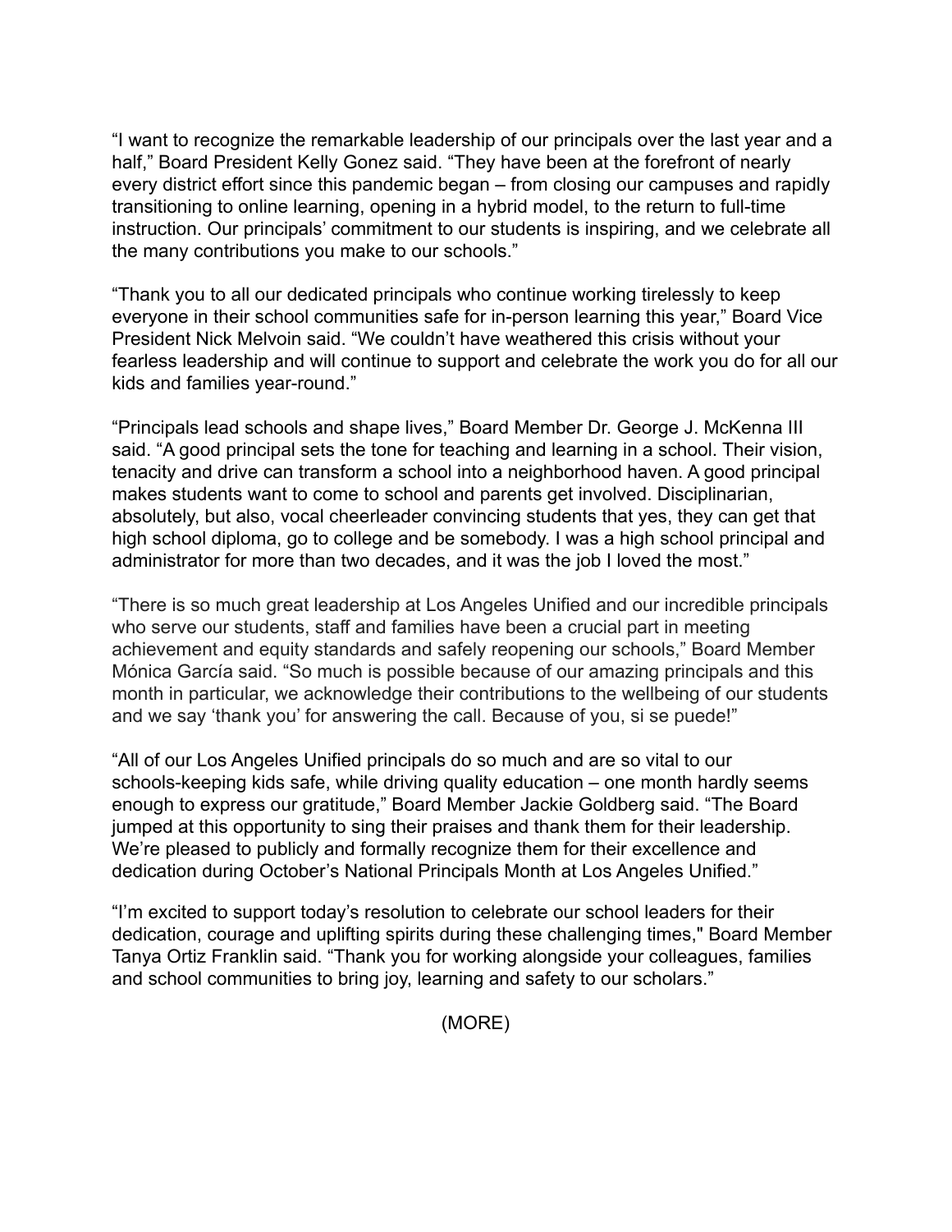"I want to recognize the remarkable leadership of our principals over the last year and a half," Board President Kelly Gonez said. "They have been at the forefront of nearly every district effort since this pandemic began – from closing our campuses and rapidly transitioning to online learning, opening in a hybrid model, to the return to full-time instruction. Our principals' commitment to our students is inspiring, and we celebrate all the many contributions you make to our schools."

"Thank you to all our dedicated principals who continue working tirelessly to keep everyone in their school communities safe for in-person learning this year," Board Vice President Nick Melvoin said. "We couldn't have weathered this crisis without your fearless leadership and will continue to support and celebrate the work you do for all our kids and families year-round."

"Principals lead schools and shape lives," Board Member Dr. George J. McKenna III said. "A good principal sets the tone for teaching and learning in a school. Their vision, tenacity and drive can transform a school into a neighborhood haven. A good principal makes students want to come to school and parents get involved. Disciplinarian, absolutely, but also, vocal cheerleader convincing students that yes, they can get that high school diploma, go to college and be somebody. I was a high school principal and administrator for more than two decades, and it was the job I loved the most."

"There is so much great leadership at Los Angeles Unified and our incredible principals who serve our students, staff and families have been a crucial part in meeting achievement and equity standards and safely reopening our schools," Board Member Mónica García said. "So much is possible because of our amazing principals and this month in particular, we acknowledge their contributions to the wellbeing of our students and we say 'thank you' for answering the call. Because of you, si se puede!"

"All of our Los Angeles Unified principals do so much and are so vital to our schools-keeping kids safe, while driving quality education – one month hardly seems enough to express our gratitude," Board Member Jackie Goldberg said. "The Board jumped at this opportunity to sing their praises and thank them for their leadership. We're pleased to publicly and formally recognize them for their excellence and dedication during October's National Principals Month at Los Angeles Unified."

"I'm excited to support today's resolution to celebrate our school leaders for their dedication, courage and uplifting spirits during these challenging times," Board Member Tanya Ortiz Franklin said. "Thank you for working alongside your colleagues, families and school communities to bring joy, learning and safety to our scholars."

(MORE)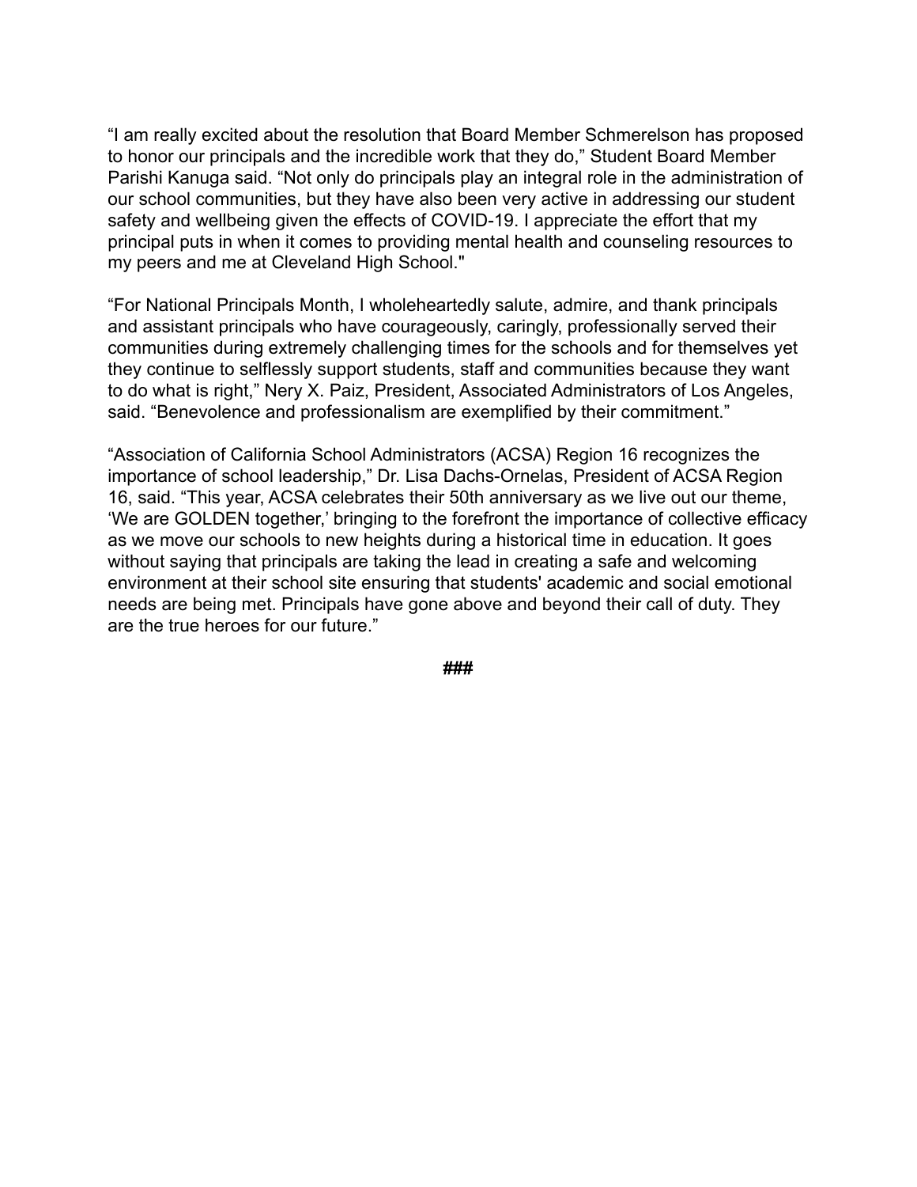"I am really excited about the resolution that Board Member Schmerelson has proposed to honor our principals and the incredible work that they do," Student Board Member Parishi Kanuga said. "Not only do principals play an integral role in the administration of our school communities, but they have also been very active in addressing our student safety and wellbeing given the effects of COVID-19. I appreciate the effort that my principal puts in when it comes to providing mental health and counseling resources to my peers and me at Cleveland High School."

"For National Principals Month, I wholeheartedly salute, admire, and thank principals and assistant principals who have courageously, caringly, professionally served their communities during extremely challenging times for the schools and for themselves yet they continue to selflessly support students, staff and communities because they want to do what is right," Nery X. Paiz, President, Associated Administrators of Los Angeles, said. "Benevolence and professionalism are exemplified by their commitment."

"Association of California School Administrators (ACSA) Region 16 recognizes the importance of school leadership," Dr. Lisa Dachs-Ornelas, President of ACSA Region 16, said. "This year, ACSA celebrates their 50th anniversary as we live out our theme, 'We are GOLDEN together,' bringing to the forefront the importance of collective efficacy as we move our schools to new heights during a historical time in education. It goes without saying that principals are taking the lead in creating a safe and welcoming environment at their school site ensuring that students' academic and social emotional needs are being met. Principals have gone above and beyond their call of duty. They are the true heroes for our future."

**###**